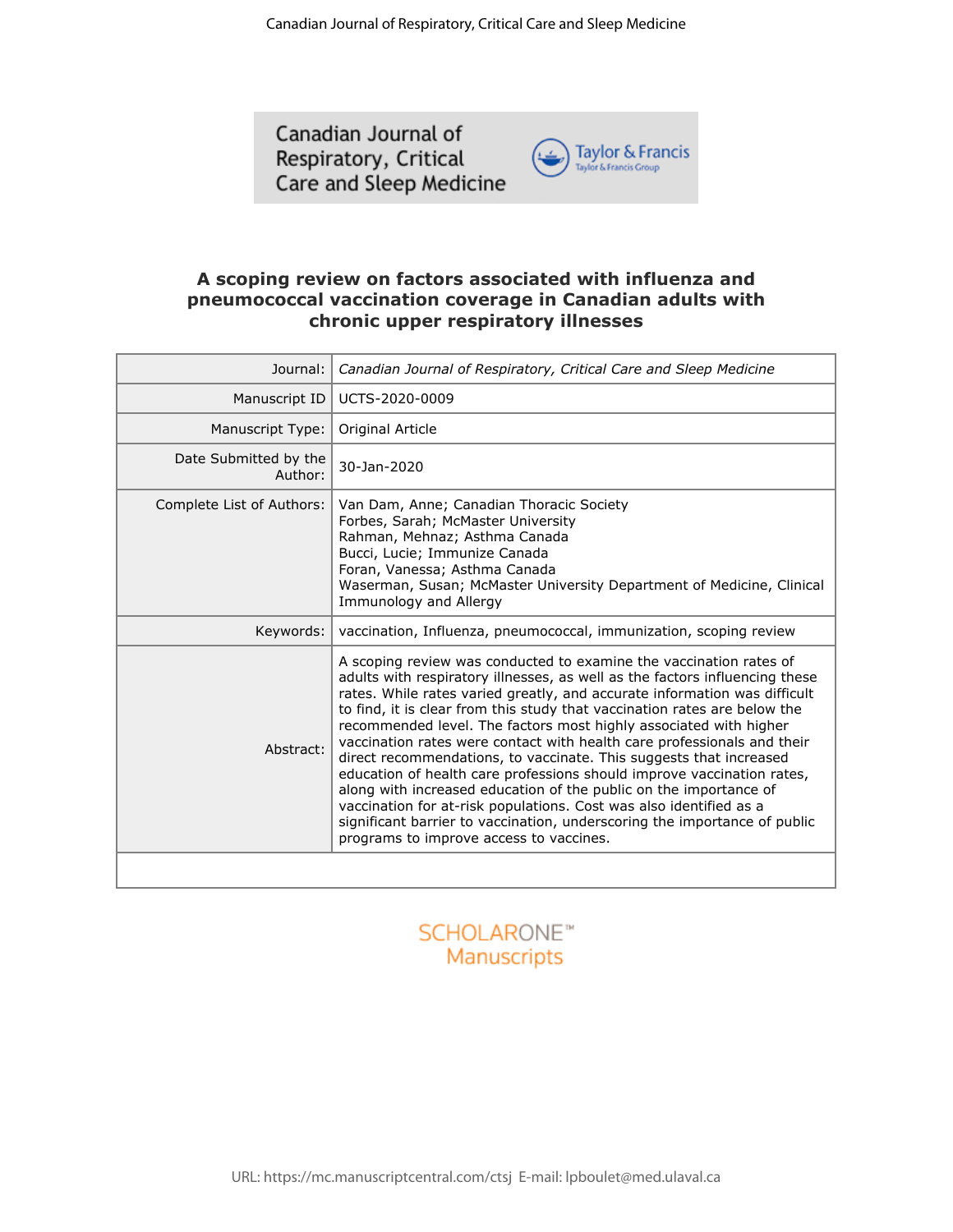# A scoping review on factors associated with influenza and pneumococcal vaccination coverage in Canadian adults with chronic upper respiratory illnesses

| | |
|---|---|
| Journal: | *Canadian Journal of Respiratory, Critical Care and Sleep Medicine* |
| Manuscript ID | UCTS-2020-0009 |
| Manuscript Type: | Original Article |
| Date Submitted by the Author: | 30-Jan-2020 |
| Complete List of Authors: | Van Dam, Anne; Canadian Thoracic Society<br>Forbes, Sarah; McMaster University<br>Rahman, Mehnaz; Asthma Canada<br>Bucci, Lucie; Immunize Canada<br>Foran, Vanessa; Asthma Canada<br>Waserman, Susan; McMaster University Department of Medicine, Clinical Immunology and Allergy |
| Keywords: | vaccination, Influenza, pneumococcal, immunization, scoping review |
| Abstract: | A scoping review was conducted to examine the vaccination rates of adults with respiratory illnesses, as well as the factors influencing these rates. While rates varied greatly, and accurate information was difficult to find, it is clear from this study that vaccination rates are below the recommended level. The factors most highly associated with higher vaccination rates were contact with health care professionals and their direct recommendations, to vaccinate. This suggests that increased education of health care professions should improve vaccination rates, along with increased education of the public on the importance of vaccination for at-risk populations. Cost was also identified as a significant barrier to vaccination, underscoring the importance of public programs to improve access to vaccines. |

SCHOLARONE™ Manuscripts

URL: https://mc.manuscriptcentral.com/ctsj E-mail: lpboulet@med.ulaval.ca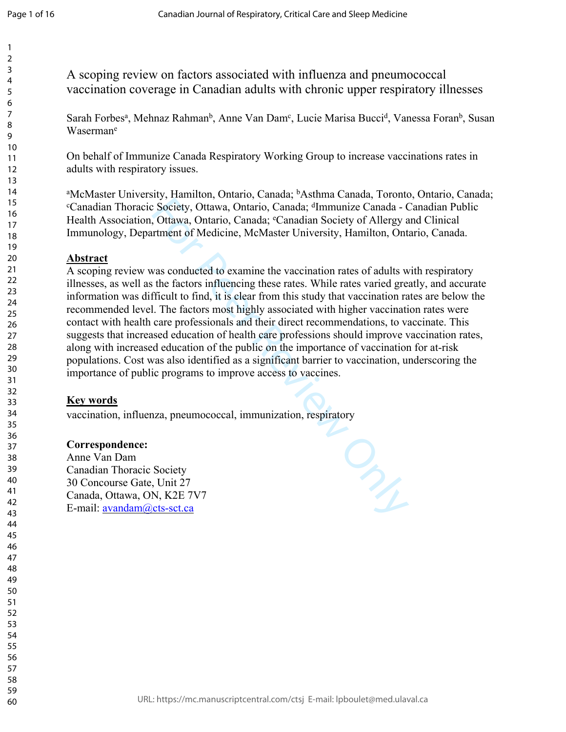A scoping review on factors associated with influenza and pneumococcal vaccination coverage in Canadian adults with chronic upper respiratory illnesses

Sarah Forbes[a], Mehnaz Rahman[b], Anne Van Dam[c], Lucie Marisa Bucci[d], Vanessa Foran[b], Susan Waserman[e]

On behalf of Immunize Canada Respiratory Working Group to increase vaccinations rates in adults with respiratory issues.

[a]McMaster University, Hamilton, Ontario, Canada; [b]Asthma Canada, Toronto, Ontario, Canada; [c]Canadian Thoracic Society, Ottawa, Ontario, Canada; [d]Immunize Canada - Canadian Public Health Association, Ottawa, Ontario, Canada; [e]Canadian Society of Allergy and Clinical Immunology, Department of Medicine, McMaster University, Hamilton, Ontario, Canada.

**Abstract**

A scoping review was conducted to examine the vaccination rates of adults with respiratory illnesses, as well as the factors influencing these rates. While rates varied greatly, and accurate information was difficult to find, it is clear from this study that vaccination rates are below the recommended level. The factors most highly associated with higher vaccination rates were contact with health care professionals and their direct recommendations, to vaccinate. This suggests that increased education of health care professions should improve vaccination rates, along with increased education of the public on the importance of vaccination for at-risk populations. Cost was also identified as a significant barrier to vaccination, underscoring the importance of public programs to improve access to vaccines.

**Key words**

vaccination, influenza, pneumococcal, immunization, respiratory

**Correspondence:**
Anne Van Dam
Canadian Thoracic Society
30 Concourse Gate, Unit 27
Canada, Ottawa, ON, K2E 7V7
E-mail: avandam@cts-sct.ca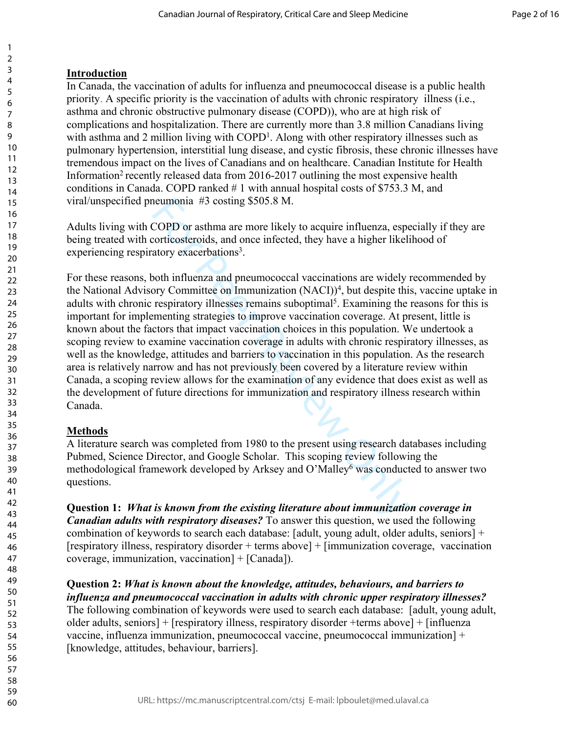## Introduction

In Canada, the vaccination of adults for influenza and pneumococcal disease is a public health priority. A specific priority is the vaccination of adults with chronic respiratory illness (i.e., asthma and chronic obstructive pulmonary disease (COPD)), who are at high risk of complications and hospitalization. There are currently more than 3.8 million Canadians living with asthma and 2 million living with COPD[1]. Along with other respiratory illnesses such as pulmonary hypertension, interstitial lung disease, and cystic fibrosis, these chronic illnesses have tremendous impact on the lives of Canadians and on healthcare. Canadian Institute for Health Information[2] recently released data from 2016-2017 outlining the most expensive health conditions in Canada. COPD ranked # 1 with annual hospital costs of $753.3 M, and viral/unspecified pneumonia #3 costing $505.8 M.

Adults living with COPD or asthma are more likely to acquire influenza, especially if they are being treated with corticosteroids, and once infected, they have a higher likelihood of experiencing respiratory exacerbations[3].

For these reasons, both influenza and pneumococcal vaccinations are widely recommended by the National Advisory Committee on Immunization (NACI))[4], but despite this, vaccine uptake in adults with chronic respiratory illnesses remains suboptimal[5]. Examining the reasons for this is important for implementing strategies to improve vaccination coverage. At present, little is known about the factors that impact vaccination choices in this population. We undertook a scoping review to examine vaccination coverage in adults with chronic respiratory illnesses, as well as the knowledge, attitudes and barriers to vaccination in this population. As the research area is relatively narrow and has not previously been covered by a literature review within Canada, a scoping review allows for the examination of any evidence that does exist as well as the development of future directions for immunization and respiratory illness research within Canada.

## Methods

A literature search was completed from 1980 to the present using research databases including Pubmed, Science Director, and Google Scholar. This scoping review following the methodological framework developed by Arksey and O'Malley[6] was conducted to answer two questions.

**Question 1:** ***What is known from the existing literature about immunization coverage in Canadian adults with respiratory diseases?*** To answer this question, we used the following combination of keywords to search each database: [adult, young adult, older adults, seniors] + [respiratory illness, respiratory disorder + terms above] + [immunization coverage, vaccination coverage, immunization, vaccination] + [Canada]).

**Question 2:** ***What is known about the knowledge, attitudes, behaviours, and barriers to influenza and pneumococcal vaccination in adults with chronic upper respiratory illnesses?*** The following combination of keywords were used to search each database: [adult, young adult, older adults, seniors] + [respiratory illness, respiratory disorder +terms above] + [influenza vaccine, influenza immunization, pneumococcal vaccine, pneumococcal immunization] + [knowledge, attitudes, behaviour, barriers].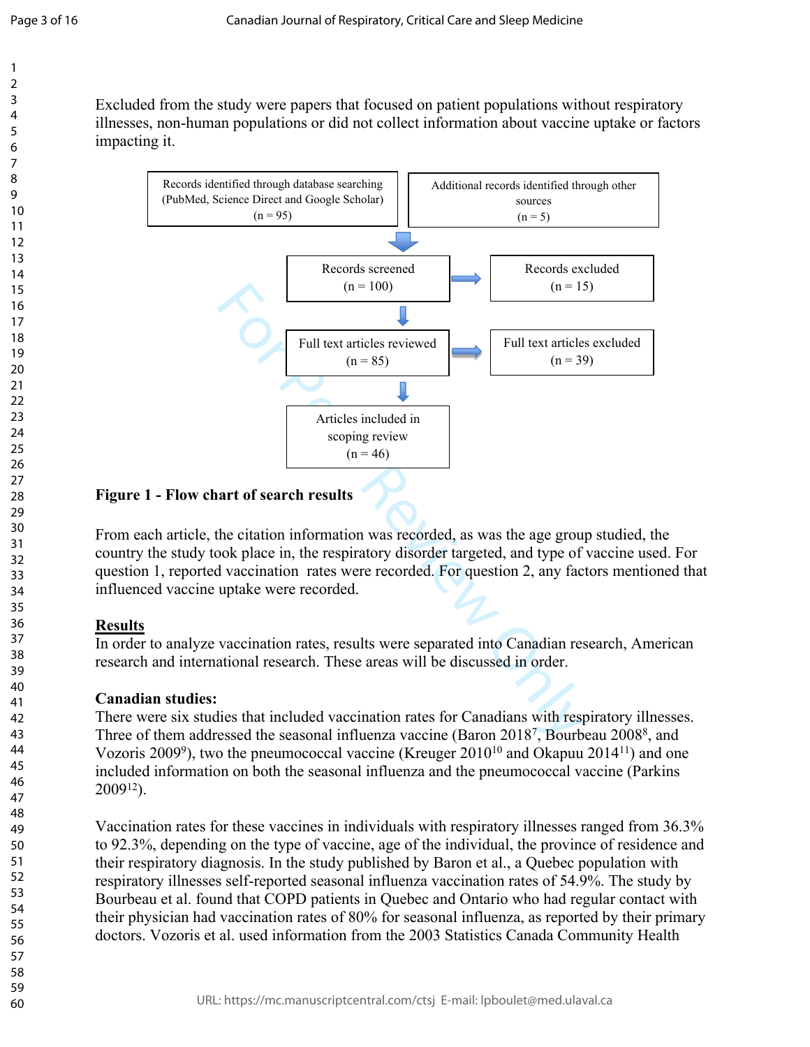Excluded from the study were papers that focused on patient populations without respiratory illnesses, non-human populations or did not collect information about vaccine uptake or factors impacting it.

| | |
|---|---|
| Records identified through database searching (PubMed, Science Direct and Google Scholar) (n = 95) | Additional records identified through other sources (n = 5) |
| Records screened (n = 100) | Records excluded (n = 15) |
| Full text articles reviewed (n = 85) | Full text articles excluded (n = 39) |
| Articles included in scoping review (n = 46) | |

**Figure 1 - Flow chart of search results**

From each article, the citation information was recorded, as was the age group studied, the country the study took place in, the respiratory disorder targeted, and type of vaccine used. For question 1, reported vaccination rates were recorded. For question 2, any factors mentioned that influenced vaccine uptake were recorded.

## Results

In order to analyze vaccination rates, results were separated into Canadian research, American research and international research. These areas will be discussed in order.

**Canadian studies:**

There were six studies that included vaccination rates for Canadians with respiratory illnesses. Three of them addressed the seasonal influenza vaccine (Baron 2018[7], Bourbeau 2008[8], and Vozoris 2009[9]), two the pneumococcal vaccine (Kreuger 2010[10] and Okapuu 2014[11]) and one included information on both the seasonal influenza and the pneumococcal vaccine (Parkins 2009[12]).

Vaccination rates for these vaccines in individuals with respiratory illnesses ranged from 36.3% to 92.3%, depending on the type of vaccine, age of the individual, the province of residence and their respiratory diagnosis. In the study published by Baron et al., a Quebec population with respiratory illnesses self-reported seasonal influenza vaccination rates of 54.9%. The study by Bourbeau et al. found that COPD patients in Quebec and Ontario who had regular contact with their physician had vaccination rates of 80% for seasonal influenza, as reported by their primary doctors. Vozoris et al. used information from the 2003 Statistics Canada Community Health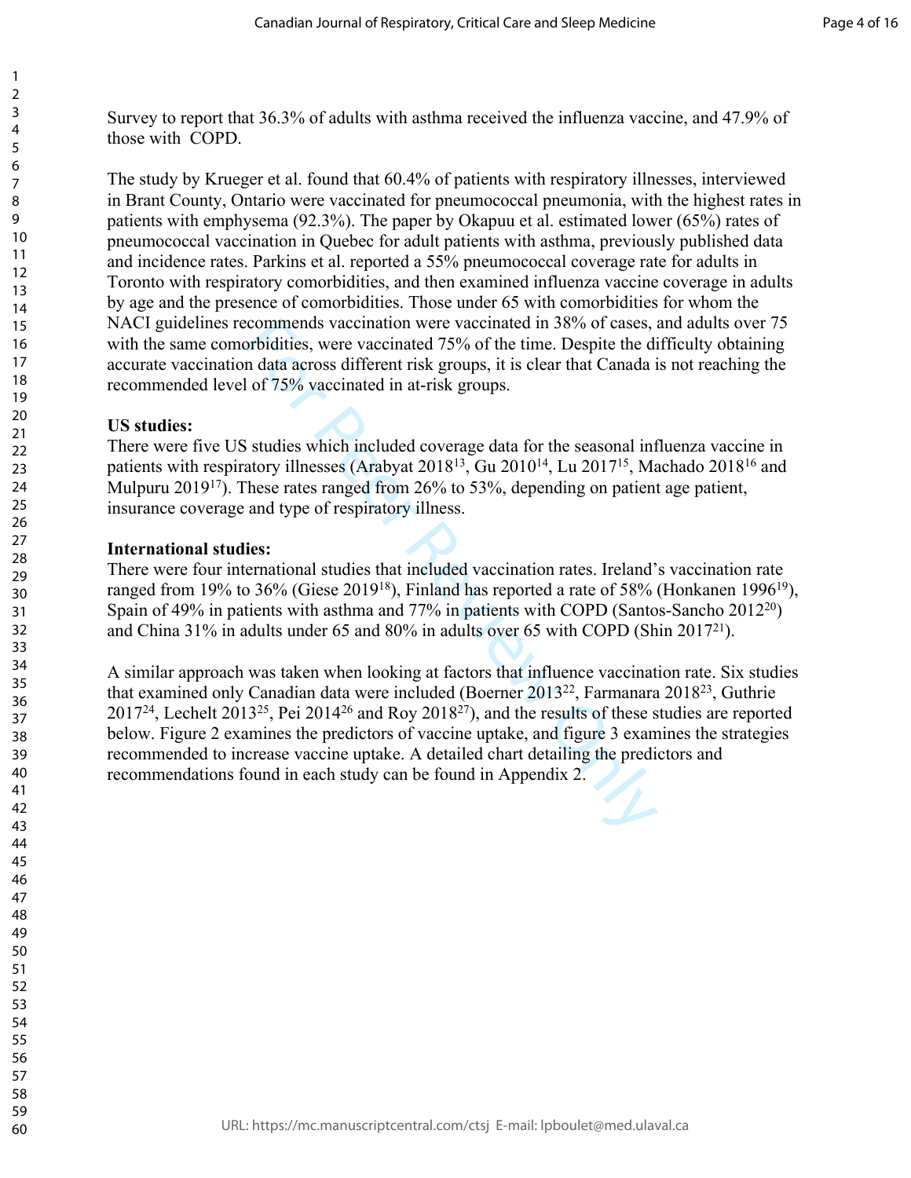Survey to report that 36.3% of adults with asthma received the influenza vaccine, and 47.9% of those with COPD.

The study by Krueger et al. found that 60.4% of patients with respiratory illnesses, interviewed in Brant County, Ontario were vaccinated for pneumococcal pneumonia, with the highest rates in patients with emphysema (92.3%). The paper by Okapuu et al. estimated lower (65%) rates of pneumococcal vaccination in Quebec for adult patients with asthma, previously published data and incidence rates. Parkins et al. reported a 55% pneumococcal coverage rate for adults in Toronto with respiratory comorbidities, and then examined influenza vaccine coverage in adults by age and the presence of comorbidities. Those under 65 with comorbidities for whom the NACI guidelines recommends vaccination were vaccinated in 38% of cases, and adults over 75 with the same comorbidities, were vaccinated 75% of the time. Despite the difficulty obtaining accurate vaccination data across different risk groups, it is clear that Canada is not reaching the recommended level of 75% vaccinated in at-risk groups.

**US studies:**
There were five US studies which included coverage data for the seasonal influenza vaccine in patients with respiratory illnesses (Arabyat 2018[13], Gu 2010[14], Lu 2017[15], Machado 2018[16] and Mulpuru 2019[17]). These rates ranged from 26% to 53%, depending on patient age patient, insurance coverage and type of respiratory illness.

**International studies:**
There were four international studies that included vaccination rates. Ireland's vaccination rate ranged from 19% to 36% (Giese 2019[18]), Finland has reported a rate of 58% (Honkanen 1996[19]), Spain of 49% in patients with asthma and 77% in patients with COPD (Santos-Sancho 2012[20]) and China 31% in adults under 65 and 80% in adults over 65 with COPD (Shin 2017[21]).

A similar approach was taken when looking at factors that influence vaccination rate. Six studies that examined only Canadian data were included (Boerner 2013[22], Farmanara 2018[23], Guthrie 2017[24], Lechelt 2013[25], Pei 2014[26] and Roy 2018[27]), and the results of these studies are reported below. Figure 2 examines the predictors of vaccine uptake, and figure 3 examines the strategies recommended to increase vaccine uptake. A detailed chart detailing the predictors and recommendations found in each study can be found in Appendix 2.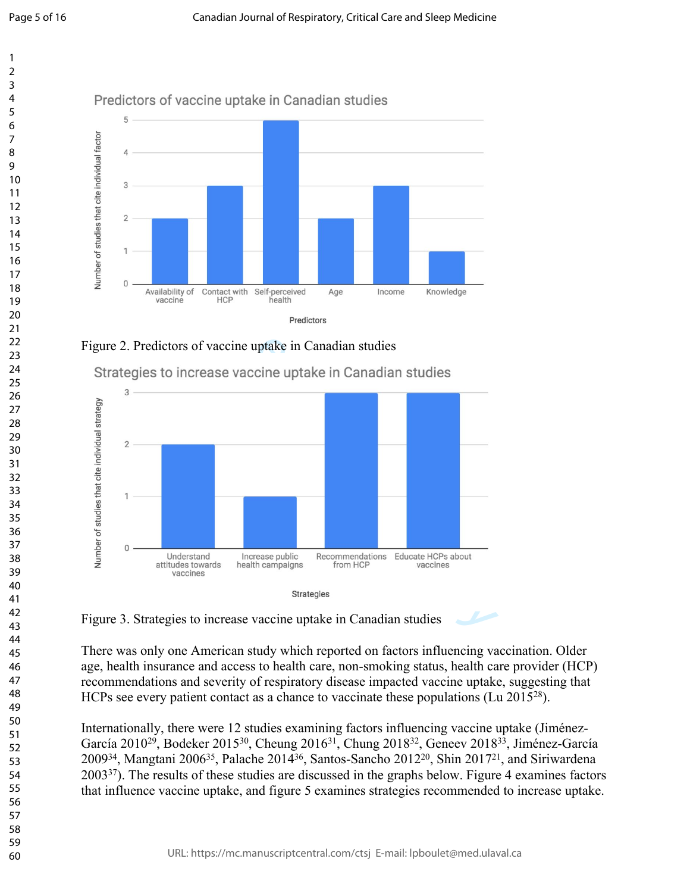Figure 2. Predictors of vaccine uptake in Canadian studies

Figure 3. Strategies to increase vaccine uptake in Canadian studies

There was only one American study which reported on factors influencing vaccination. Older age, health insurance and access to health care, non-smoking status, health care provider (HCP) recommendations and severity of respiratory disease impacted vaccine uptake, suggesting that HCPs see every patient contact as a chance to vaccinate these populations (Lu 2015[28]).

Internationally, there were 12 studies examining factors influencing vaccine uptake (Jiménez-García 2010[29], Bodeker 2015[30], Cheung 2016[31], Chung 2018[32], Geneev 2018[33], Jiménez-García 2009[34], Mangtani 2006[35], Palache 2014[36], Santos-Sancho 2012[20], Shin 2017[21], and Siriwardena 2003[37]). The results of these studies are discussed in the graphs below. Figure 4 examines factors that influence vaccine uptake, and figure 5 examines strategies recommended to increase uptake.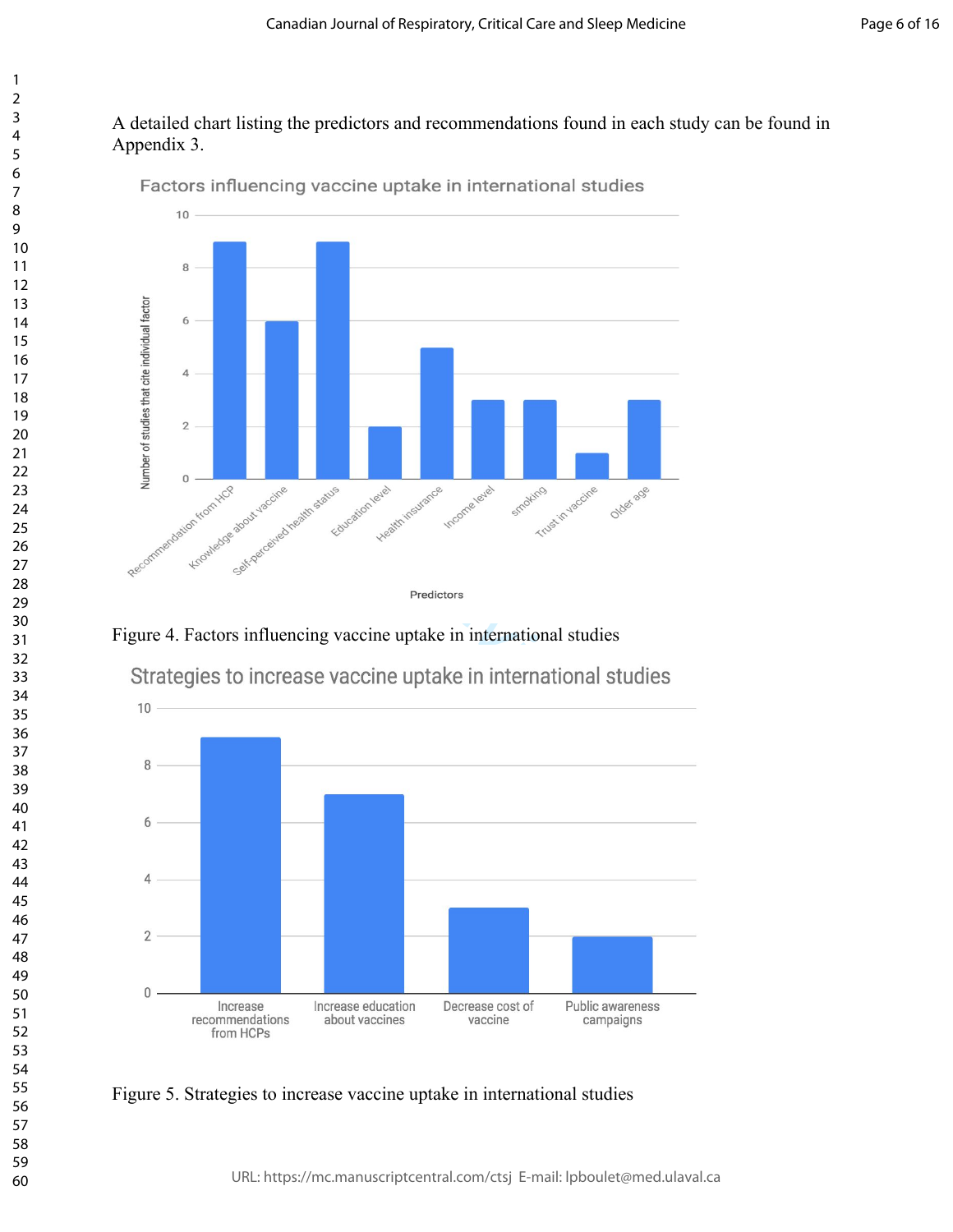A detailed chart listing the predictors and recommendations found in each study can be found in Appendix 3.

Figure 4. Factors influencing vaccine uptake in international studies

Figure 5. Strategies to increase vaccine uptake in international studies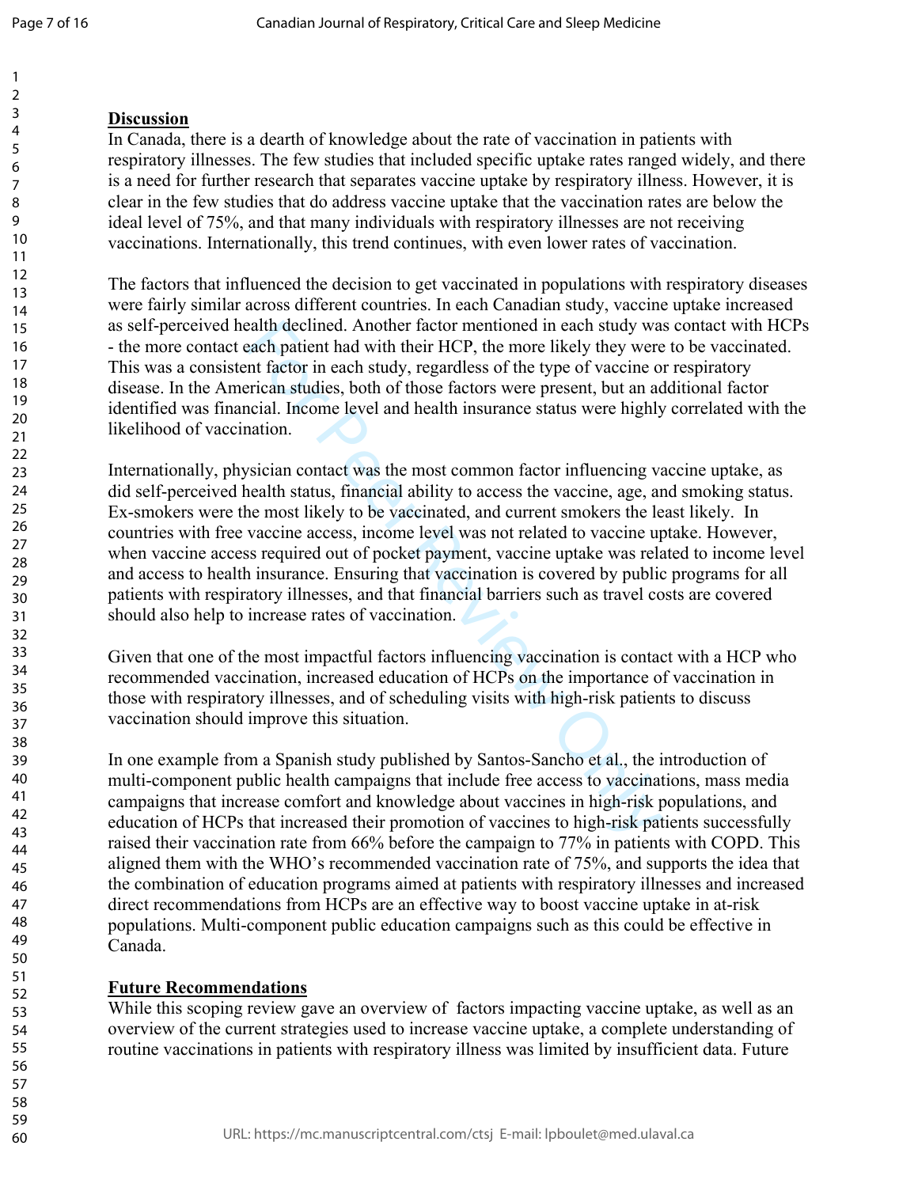## Discussion

In Canada, there is a dearth of knowledge about the rate of vaccination in patients with respiratory illnesses. The few studies that included specific uptake rates ranged widely, and there is a need for further research that separates vaccine uptake by respiratory illness. However, it is clear in the few studies that do address vaccine uptake that the vaccination rates are below the ideal level of 75%, and that many individuals with respiratory illnesses are not receiving vaccinations. Internationally, this trend continues, with even lower rates of vaccination.

The factors that influenced the decision to get vaccinated in populations with respiratory diseases were fairly similar across different countries. In each Canadian study, vaccine uptake increased as self-perceived health declined. Another factor mentioned in each study was contact with HCPs - the more contact each patient had with their HCP, the more likely they were to be vaccinated. This was a consistent factor in each study, regardless of the type of vaccine or respiratory disease. In the American studies, both of those factors were present, but an additional factor identified was financial. Income level and health insurance status were highly correlated with the likelihood of vaccination.

Internationally, physician contact was the most common factor influencing vaccine uptake, as did self-perceived health status, financial ability to access the vaccine, age, and smoking status. Ex-smokers were the most likely to be vaccinated, and current smokers the least likely. In countries with free vaccine access, income level was not related to vaccine uptake. However, when vaccine access required out of pocket payment, vaccine uptake was related to income level and access to health insurance. Ensuring that vaccination is covered by public programs for all patients with respiratory illnesses, and that financial barriers such as travel costs are covered should also help to increase rates of vaccination.

Given that one of the most impactful factors influencing vaccination is contact with a HCP who recommended vaccination, increased education of HCPs on the importance of vaccination in those with respiratory illnesses, and of scheduling visits with high-risk patients to discuss vaccination should improve this situation.

In one example from a Spanish study published by Santos-Sancho et al., the introduction of multi-component public health campaigns that include free access to vaccinations, mass media campaigns that increase comfort and knowledge about vaccines in high-risk populations, and education of HCPs that increased their promotion of vaccines to high-risk patients successfully raised their vaccination rate from 66% before the campaign to 77% in patients with COPD. This aligned them with the WHO's recommended vaccination rate of 75%, and supports the idea that the combination of education programs aimed at patients with respiratory illnesses and increased direct recommendations from HCPs are an effective way to boost vaccine uptake in at-risk populations. Multi-component public education campaigns such as this could be effective in Canada.

## Future Recommendations

While this scoping review gave an overview of factors impacting vaccine uptake, as well as an overview of the current strategies used to increase vaccine uptake, a complete understanding of routine vaccinations in patients with respiratory illness was limited by insufficient data. Future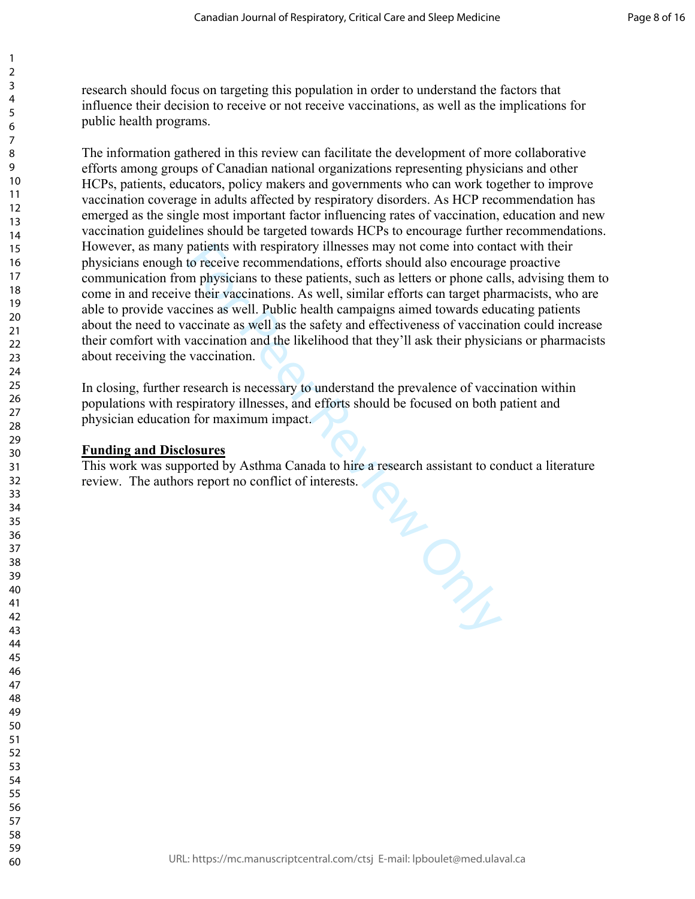research should focus on targeting this population in order to understand the factors that influence their decision to receive or not receive vaccinations, as well as the implications for public health programs.

The information gathered in this review can facilitate the development of more collaborative efforts among groups of Canadian national organizations representing physicians and other HCPs, patients, educators, policy makers and governments who can work together to improve vaccination coverage in adults affected by respiratory disorders. As HCP recommendation has emerged as the single most important factor influencing rates of vaccination, education and new vaccination guidelines should be targeted towards HCPs to encourage further recommendations. However, as many patients with respiratory illnesses may not come into contact with their physicians enough to receive recommendations, efforts should also encourage proactive communication from physicians to these patients, such as letters or phone calls, advising them to come in and receive their vaccinations. As well, similar efforts can target pharmacists, who are able to provide vaccines as well. Public health campaigns aimed towards educating patients about the need to vaccinate as well as the safety and effectiveness of vaccination could increase their comfort with vaccination and the likelihood that they'll ask their physicians or pharmacists about receiving the vaccination.

In closing, further research is necessary to understand the prevalence of vaccination within populations with respiratory illnesses, and efforts should be focused on both patient and physician education for maximum impact.

**Funding and Disclosures**

This work was supported by Asthma Canada to hire a research assistant to conduct a literature review. The authors report no conflict of interests.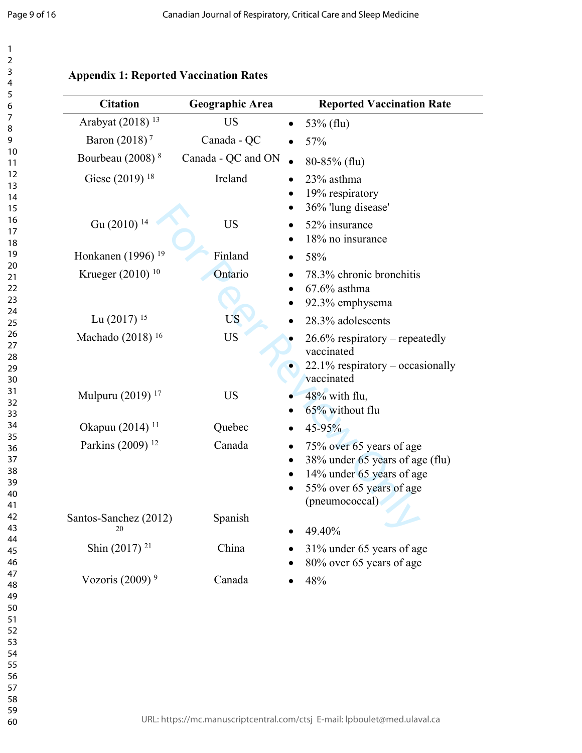**Appendix 1: Reported Vaccination Rates**

| Citation | Geographic Area | Reported Vaccination Rate |
|---|---|---|
| Arabyat (2018) [13] | US | • 53% (flu) |
| Baron (2018) [7] | Canada - QC | • 57% |
| Bourbeau (2008) [8] | Canada - QC and ON | • 80-85% (flu) |
| Giese (2019) [18] | Ireland | • 23% asthma<br>• 19% respiratory<br>• 36% 'lung disease' |
| Gu (2010) [14] | US | • 52% insurance<br>• 18% no insurance |
| Honkanen (1996) [19] | Finland | • 58% |
| Krueger (2010) [10] | Ontario | • 78.3% chronic bronchitis<br>• 67.6% asthma<br>• 92.3% emphysema |
| Lu (2017) [15] | US | • 28.3% adolescents |
| Machado (2018) [16] | US | • 26.6% respiratory – repeatedly vaccinated<br>• 22.1% respiratory – occasionally vaccinated |
| Mulpuru (2019) [17] | US | • 48% with flu,<br>• 65% without flu |
| Okapuu (2014) [11] | Quebec | • 45-95% |
| Parkins (2009) [12] | Canada | • 75% over 65 years of age<br>• 38% under 65 years of age (flu)<br>• 14% under 65 years of age<br>• 55% over 65 years of age (pneumococcal) |
| Santos-Sanchez (2012) [20] | Spanish | • 49.40% |
| Shin (2017) [21] | China | • 31% under 65 years of age<br>• 80% over 65 years of age |
| Vozoris (2009) [9] | Canada | • 48% |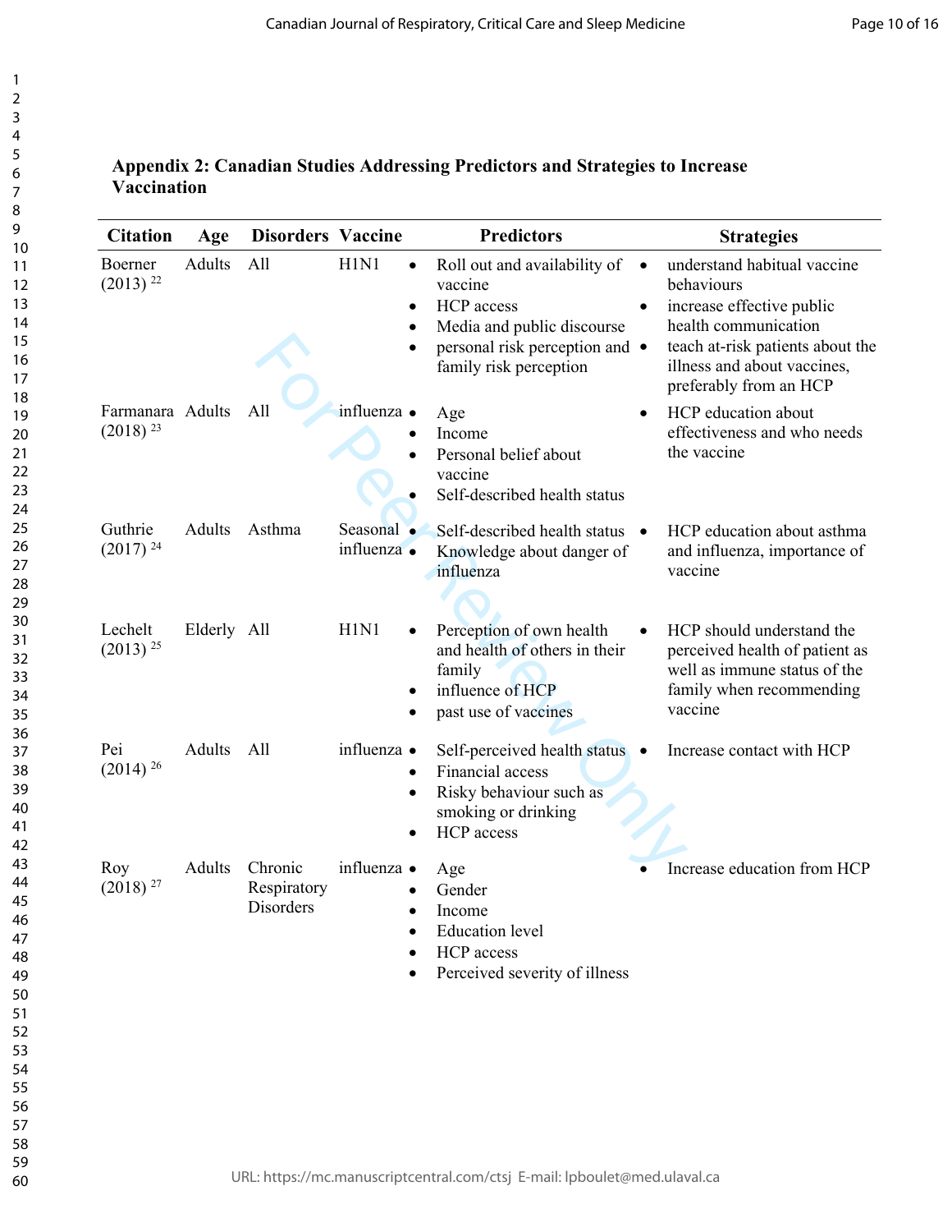**Appendix 2: Canadian Studies Addressing Predictors and Strategies to Increase Vaccination**

| Citation | Age | Disorders | Vaccine | Predictors | Strategies |
|---|---|---|---|---|---|
| Boerner (2013) [22] | Adults | All | H1N1 | • Roll out and availability of vaccine<br>• HCP access<br>• Media and public discourse<br>• personal risk perception and family risk perception | • understand habitual vaccine behaviours<br>• increase effective public health communication<br>• teach at-risk patients about the illness and about vaccines, preferably from an HCP |
| Farmanara (2018) [23] | Adults | All | influenza | • Age<br>• Income<br>• Personal belief about vaccine<br>• Self-described health status | • HCP education about effectiveness and who needs the vaccine |
| Guthrie (2017) [24] | Adults | Asthma | Seasonal influenza | • Self-described health status<br>• Knowledge about danger of influenza | • HCP education about asthma and influenza, importance of vaccine |
| Lechelt (2013) [25] | Elderly | All | H1N1 | • Perception of own health and health of others in their family<br>• influence of HCP<br>• past use of vaccines | • HCP should understand the perceived health of patient as well as immune status of the family when recommending vaccine |
| Pei (2014) [26] | Adults | All | influenza | • Self-perceived health status<br>• Financial access<br>• Risky behaviour such as smoking or drinking<br>• HCP access | • Increase contact with HCP |
| Roy (2018) [27] | Adults | Chronic Respiratory Disorders | influenza | • Age<br>• Gender<br>• Income<br>• Education level<br>• HCP access<br>• Perceived severity of illness | • Increase education from HCP |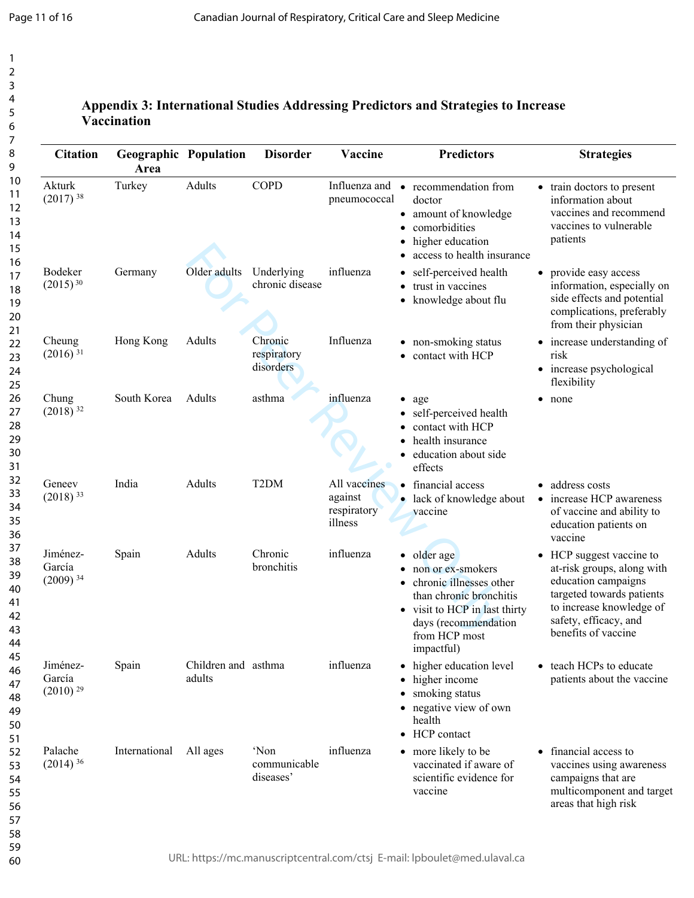## Appendix 3: International Studies Addressing Predictors and Strategies to Increase Vaccination

| Citation | Geographic Area | Population | Disorder | Vaccine | Predictors | Strategies |
|---|---|---|---|---|---|---|
| Akturk (2017) [38] | Turkey | Adults | COPD | Influenza and pneumococcal | • recommendation from doctor<br>• amount of knowledge<br>• comorbidities<br>• higher education<br>• access to health insurance | • train doctors to present information about vaccines and recommend vaccines to vulnerable patients |
| Bodeker (2015) [30] | Germany | Older adults | Underlying chronic disease | influenza | • self-perceived health<br>• trust in vaccines<br>• knowledge about flu | • provide easy access information, especially on side effects and potential complications, preferably from their physician |
| Cheung (2016) [31] | Hong Kong | Adults | Chronic respiratory disorders | Influenza | • non-smoking status<br>• contact with HCP | • increase understanding of risk<br>• increase psychological flexibility |
| Chung (2018) [32] | South Korea | Adults | asthma | influenza | • age<br>• self-perceived health<br>• contact with HCP<br>• health insurance<br>• education about side effects | • none |
| Geneev (2018) [33] | India | Adults | T2DM | All vaccines against respiratory illness | • financial access<br>• lack of knowledge about vaccine | • address costs<br>• increase HCP awareness of vaccine and ability to education patients on vaccine |
| Jiménez-García (2009) [34] | Spain | Adults | Chronic bronchitis | influenza | • older age<br>• non or ex-smokers<br>• chronic illnesses other than chronic bronchitis<br>• visit to HCP in last thirty days (recommendation from HCP most impactful) | • HCP suggest vaccine to at-risk groups, along with education campaigns targeted towards patients to increase knowledge of safety, efficacy, and benefits of vaccine |
| Jiménez-García (2010) [29] | Spain | Children and adults | asthma | influenza | • higher education level<br>• higher income<br>• smoking status<br>• negative view of own health<br>• HCP contact | • teach HCPs to educate patients about the vaccine |
| Palache (2014) [36] | International | All ages | 'Non communicable diseases' | influenza | • more likely to be vaccinated if aware of scientific evidence for vaccine | • financial access to vaccines using awareness campaigns that are multicomponent and target areas that high risk |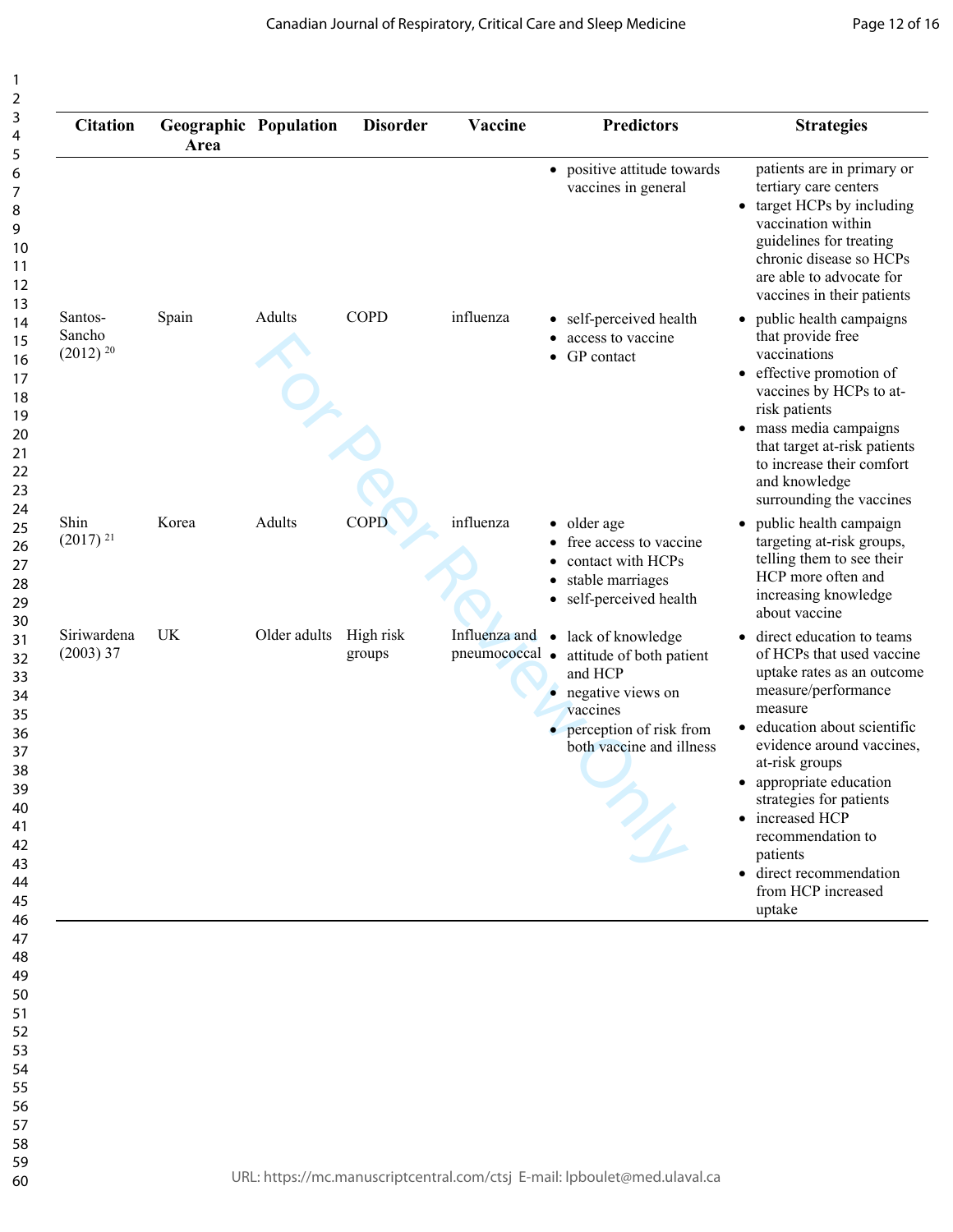| Citation | Geographic Area | Population | Disorder | Vaccine | Predictors | Strategies |
|---|---|---|---|---|---|---|
| | | | | | • positive attitude towards vaccines in general | patients are in primary or tertiary care centers<br>• target HCPs by including vaccination within guidelines for treating chronic disease so HCPs are able to advocate for vaccines in their patients |
| Santos-Sancho (2012) [20] | Spain | Adults | COPD | influenza | • self-perceived health<br>• access to vaccine<br>• GP contact | • public health campaigns that provide free vaccinations<br>• effective promotion of vaccines by HCPs to at-risk patients<br>• mass media campaigns that target at-risk patients to increase their comfort and knowledge surrounding the vaccines |
| Shin (2017) [21] | Korea | Adults | COPD | influenza | • older age<br>• free access to vaccine<br>• contact with HCPs<br>• stable marriages<br>• self-perceived health | • public health campaign targeting at-risk groups, telling them to see their HCP more often and increasing knowledge about vaccine |
| Siriwardena (2003) 37 | UK | Older adults | High risk groups | Influenza and pneumococcal | • lack of knowledge<br>• attitude of both patient and HCP<br>• negative views on vaccines<br>• perception of risk from both vaccine and illness | • direct education to teams of HCPs that used vaccine uptake rates as an outcome measure/performance measure<br>• education about scientific evidence around vaccines, at-risk groups<br>• appropriate education strategies for patients<br>• increased HCP recommendation to patients<br>• direct recommendation from HCP increased uptake |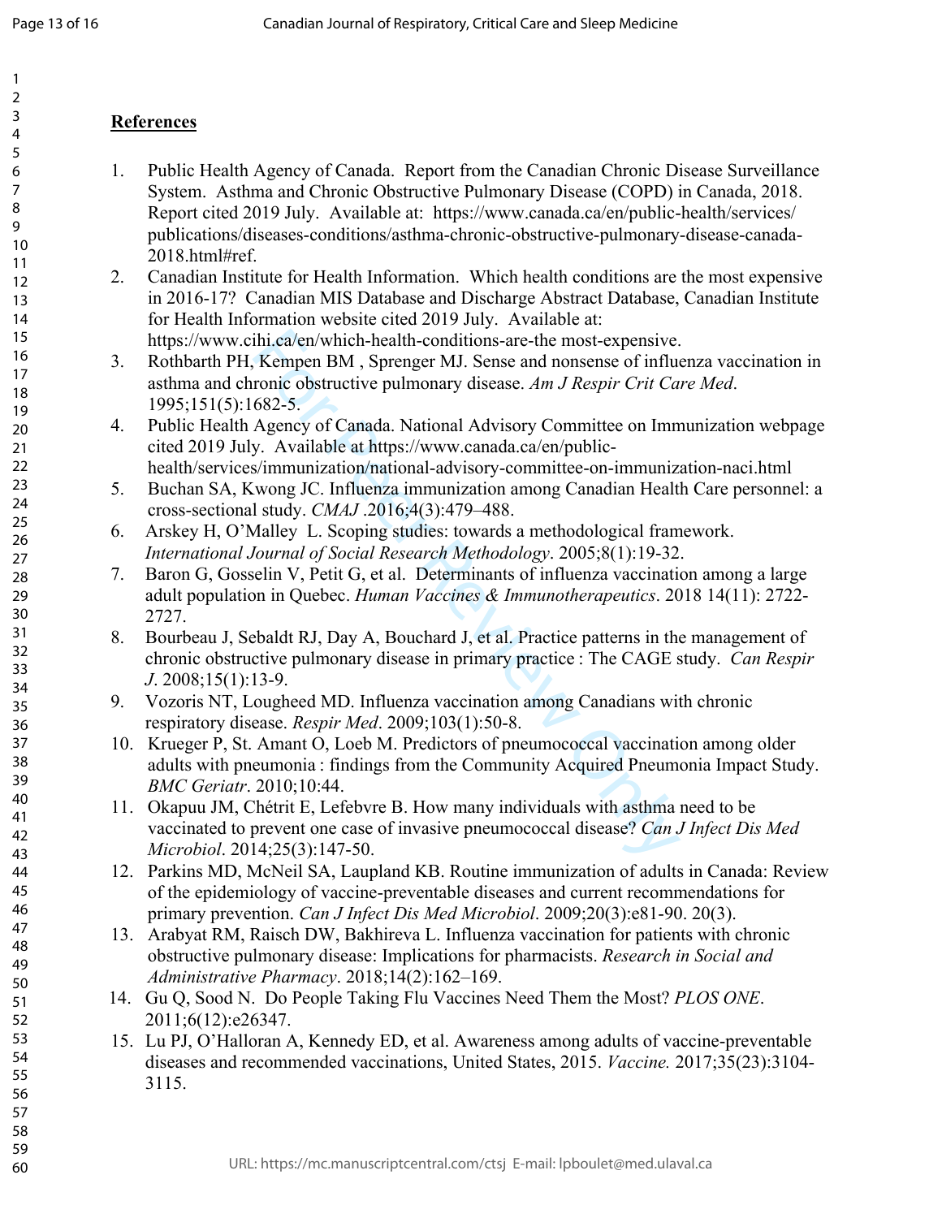## References

1. Public Health Agency of Canada. Report from the Canadian Chronic Disease Surveillance System. Asthma and Chronic Obstructive Pulmonary Disease (COPD) in Canada, 2018. Report cited 2019 July. Available at: https://www.canada.ca/en/public-health/services/publications/diseases-conditions/asthma-chronic-obstructive-pulmonary-disease-canada-2018.html#ref.
2. Canadian Institute for Health Information. Which health conditions are the most expensive in 2016-17? Canadian MIS Database and Discharge Abstract Database, Canadian Institute for Health Information website cited 2019 July. Available at: https://www.cihi.ca/en/which-health-conditions-are-the most-expensive.
3. Rothbarth PH, Kempen BM , Sprenger MJ. Sense and nonsense of influenza vaccination in asthma and chronic obstructive pulmonary disease. *Am J Respir Crit Care Med*. 1995;151(5):1682-5.
4. Public Health Agency of Canada. National Advisory Committee on Immunization webpage cited 2019 July. Available at https://www.canada.ca/en/public-health/services/immunization/national-advisory-committee-on-immunization-naci.html
5. Buchan SA, Kwong JC. Influenza immunization among Canadian Health Care personnel: a cross-sectional study. *CMAJ* .2016;4(3):479–488.
6. Arskey H, O'Malley L. Scoping studies: towards a methodological framework. *International Journal of Social Research Methodology*. 2005;8(1):19-32.
7. Baron G, Gosselin V, Petit G, et al. Determinants of influenza vaccination among a large adult population in Quebec. *Human Vaccines & Immunotherapeutics*. 2018 14(11): 2722-2727.
8. Bourbeau J, Sebaldt RJ, Day A, Bouchard J, et al. Practice patterns in the management of chronic obstructive pulmonary disease in primary practice : The CAGE study. *Can Respir J*. 2008;15(1):13-9.
9. Vozoris NT, Lougheed MD. Influenza vaccination among Canadians with chronic respiratory disease. *Respir Med*. 2009;103(1):50-8.
10. Krueger P, St. Amant O, Loeb M. Predictors of pneumococcal vaccination among older adults with pneumonia : findings from the Community Acquired Pneumonia Impact Study. *BMC Geriatr*. 2010;10:44.
11. Okapuu JM, Chétrit E, Lefebvre B. How many individuals with asthma need to be vaccinated to prevent one case of invasive pneumococcal disease? *Can J Infect Dis Med Microbiol*. 2014;25(3):147-50.
12. Parkins MD, McNeil SA, Laupland KB. Routine immunization of adults in Canada: Review of the epidemiology of vaccine-preventable diseases and current recommendations for primary prevention. *Can J Infect Dis Med Microbiol*. 2009;20(3):e81-90. 20(3).
13. Arabyat RM, Raisch DW, Bakhireva L. Influenza vaccination for patients with chronic obstructive pulmonary disease: Implications for pharmacists. *Research in Social and Administrative Pharmacy*. 2018;14(2):162–169.
14. Gu Q, Sood N. Do People Taking Flu Vaccines Need Them the Most? *PLOS ONE*. 2011;6(12):e26347.
15. Lu PJ, O'Halloran A, Kennedy ED, et al. Awareness among adults of vaccine-preventable diseases and recommended vaccinations, United States, 2015. *Vaccine.* 2017;35(23):3104-3115.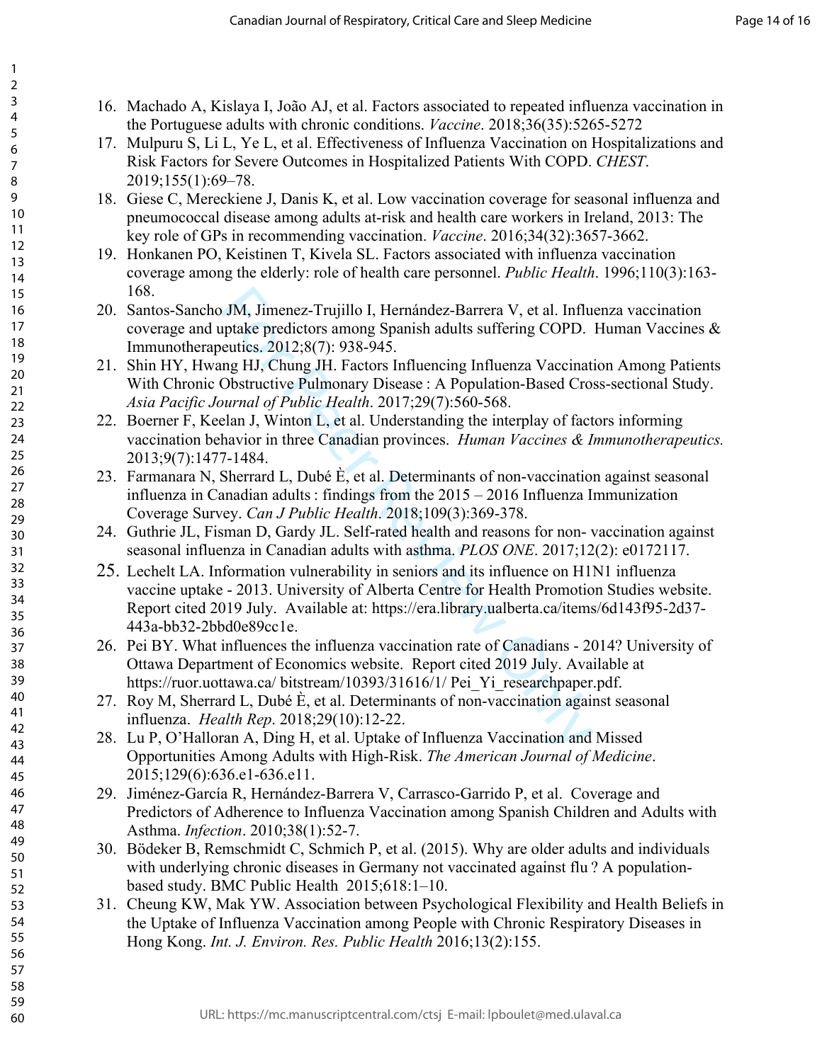16. Machado A, Kislaya I, João AJ, et al. Factors associated to repeated influenza vaccination in the Portuguese adults with chronic conditions. *Vaccine*. 2018;36(35):5265-5272
17. Mulpuru S, Li L, Ye L, et al. Effectiveness of Influenza Vaccination on Hospitalizations and Risk Factors for Severe Outcomes in Hospitalized Patients With COPD. *CHEST*. 2019;155(1):69–78.
18. Giese C, Mereckiene J, Danis K, et al. Low vaccination coverage for seasonal influenza and pneumococcal disease among adults at-risk and health care workers in Ireland, 2013: The key role of GPs in recommending vaccination. *Vaccine*. 2016;34(32):3657-3662.
19. Honkanen PO, Keistinen T, Kivela SL. Factors associated with influenza vaccination coverage among the elderly: role of health care personnel. *Public Health*. 1996;110(3):163-168.
20. Santos-Sancho JM, Jimenez-Trujillo I, Hernández-Barrera V, et al. Influenza vaccination coverage and uptake predictors among Spanish adults suffering COPD. Human Vaccines & Immunotherapeutics. 2012;8(7): 938-945.
21. Shin HY, Hwang HJ, Chung JH. Factors Influencing Influenza Vaccination Among Patients With Chronic Obstructive Pulmonary Disease : A Population-Based Cross-sectional Study. *Asia Pacific Journal of Public Health*. 2017;29(7):560-568.
22. Boerner F, Keelan J, Winton L, et al. Understanding the interplay of factors informing vaccination behavior in three Canadian provinces. *Human Vaccines & Immunotherapeutics.* 2013;9(7):1477-1484.
23. Farmanara N, Sherrard L, Dubé È, et al. Determinants of non-vaccination against seasonal influenza in Canadian adults : findings from the 2015 – 2016 Influenza Immunization Coverage Survey. *Can J Public Health*. 2018;109(3):369-378.
24. Guthrie JL, Fisman D, Gardy JL. Self-rated health and reasons for non- vaccination against seasonal influenza in Canadian adults with asthma. *PLOS ONE*. 2017;12(2): e0172117.
25. Lechelt LA. Information vulnerability in seniors and its influence on H1N1 influenza vaccine uptake - 2013. University of Alberta Centre for Health Promotion Studies website. Report cited 2019 July. Available at: https://era.library.ualberta.ca/items/6d143f95-2d37-443a-bb32-2bbd0e89cc1e.
26. Pei BY. What influences the influenza vaccination rate of Canadians - 2014? University of Ottawa Department of Economics website. Report cited 2019 July. Available at https://ruor.uottawa.ca/ bitstream/10393/31616/1/ Pei_Yi_researchpaper.pdf.
27. Roy M, Sherrard L, Dubé È, et al. Determinants of non-vaccination against seasonal influenza. *Health Rep*. 2018;29(10):12-22.
28. Lu P, O'Halloran A, Ding H, et al. Uptake of Influenza Vaccination and Missed Opportunities Among Adults with High-Risk. *The American Journal of Medicine*. 2015;129(6):636.e1-636.e11.
29. Jiménez-García R, Hernández-Barrera V, Carrasco-Garrido P, et al. Coverage and Predictors of Adherence to Influenza Vaccination among Spanish Children and Adults with Asthma. *Infection*. 2010;38(1):52-7.
30. Bödeker B, Remschmidt C, Schmich P, et al. (2015). Why are older adults and individuals with underlying chronic diseases in Germany not vaccinated against flu ? A population-based study. BMC Public Health 2015;618:1–10.
31. Cheung KW, Mak YW. Association between Psychological Flexibility and Health Beliefs in the Uptake of Influenza Vaccination among People with Chronic Respiratory Diseases in Hong Kong. *Int. J. Environ. Res. Public Health* 2016;13(2):155.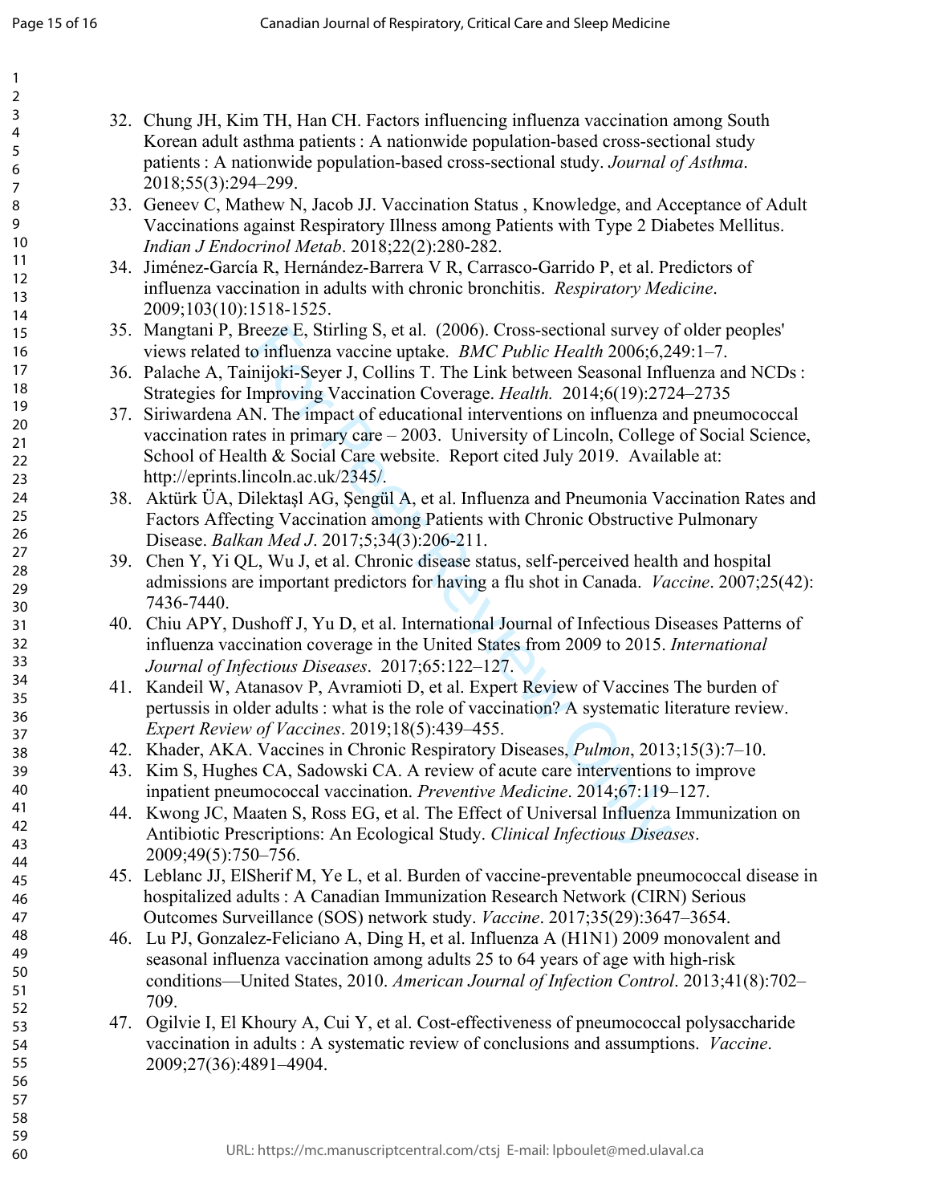32. Chung JH, Kim TH, Han CH. Factors influencing influenza vaccination among South Korean adult asthma patients : A nationwide population-based cross-sectional study patients : A nationwide population-based cross-sectional study. *Journal of Asthma*. 2018;55(3):294–299.
33. Geneev C, Mathew N, Jacob JJ. Vaccination Status , Knowledge, and Acceptance of Adult Vaccinations against Respiratory Illness among Patients with Type 2 Diabetes Mellitus. *Indian J Endocrinol Metab*. 2018;22(2):280-282.
34. Jiménez-García R, Hernández-Barrera V R, Carrasco-Garrido P, et al. Predictors of influenza vaccination in adults with chronic bronchitis. *Respiratory Medicine*. 2009;103(10):1518-1525.
35. Mangtani P, Breeze E, Stirling S, et al. (2006). Cross-sectional survey of older peoples' views related to influenza vaccine uptake. *BMC Public Health* 2006;6,249:1–7.
36. Palache A, Tainijoki-Seyer J, Collins T. The Link between Seasonal Influenza and NCDs : Strategies for Improving Vaccination Coverage. *Health.* 2014;6(19):2724–2735
37. Siriwardena AN. The impact of educational interventions on influenza and pneumococcal vaccination rates in primary care – 2003. University of Lincoln, College of Social Science, School of Health & Social Care website. Report cited July 2019. Available at: http://eprints.lincoln.ac.uk/2345/.
38. Aktürk ÜA, Dilektaşl AG, Şengül A, et al. Influenza and Pneumonia Vaccination Rates and Factors Affecting Vaccination among Patients with Chronic Obstructive Pulmonary Disease. *Balkan Med J*. 2017;5;34(3):206-211.
39. Chen Y, Yi QL, Wu J, et al. Chronic disease status, self-perceived health and hospital admissions are important predictors for having a flu shot in Canada. *Vaccine*. 2007;25(42): 7436-7440.
40. Chiu APY, Dushoff J, Yu D, et al. International Journal of Infectious Diseases Patterns of influenza vaccination coverage in the United States from 2009 to 2015. *International Journal of Infectious Diseases*. 2017;65:122–127.
41. Kandeil W, Atanasov P, Avramioti D, et al. Expert Review of Vaccines The burden of pertussis in older adults : what is the role of vaccination? A systematic literature review. *Expert Review of Vaccines*. 2019;18(5):439–455.
42. Khader, AKA. Vaccines in Chronic Respiratory Diseases, *Pulmon*, 2013;15(3):7–10.
43. Kim S, Hughes CA, Sadowski CA. A review of acute care interventions to improve inpatient pneumococcal vaccination. *Preventive Medicine*. 2014;67:119–127.
44. Kwong JC, Maaten S, Ross EG, et al. The Effect of Universal Influenza Immunization on Antibiotic Prescriptions: An Ecological Study. *Clinical Infectious Diseases*. 2009;49(5):750–756.
45. Leblanc JJ, ElSherif M, Ye L, et al. Burden of vaccine-preventable pneumococcal disease in hospitalized adults : A Canadian Immunization Research Network (CIRN) Serious Outcomes Surveillance (SOS) network study. *Vaccine*. 2017;35(29):3647–3654.
46. Lu PJ, Gonzalez-Feliciano A, Ding H, et al. Influenza A (H1N1) 2009 monovalent and seasonal influenza vaccination among adults 25 to 64 years of age with high-risk conditions—United States, 2010. *American Journal of Infection Control*. 2013;41(8):702–709.
47. Ogilvie I, El Khoury A, Cui Y, et al. Cost-effectiveness of pneumococcal polysaccharide vaccination in adults : A systematic review of conclusions and assumptions. *Vaccine*. 2009;27(36):4891–4904.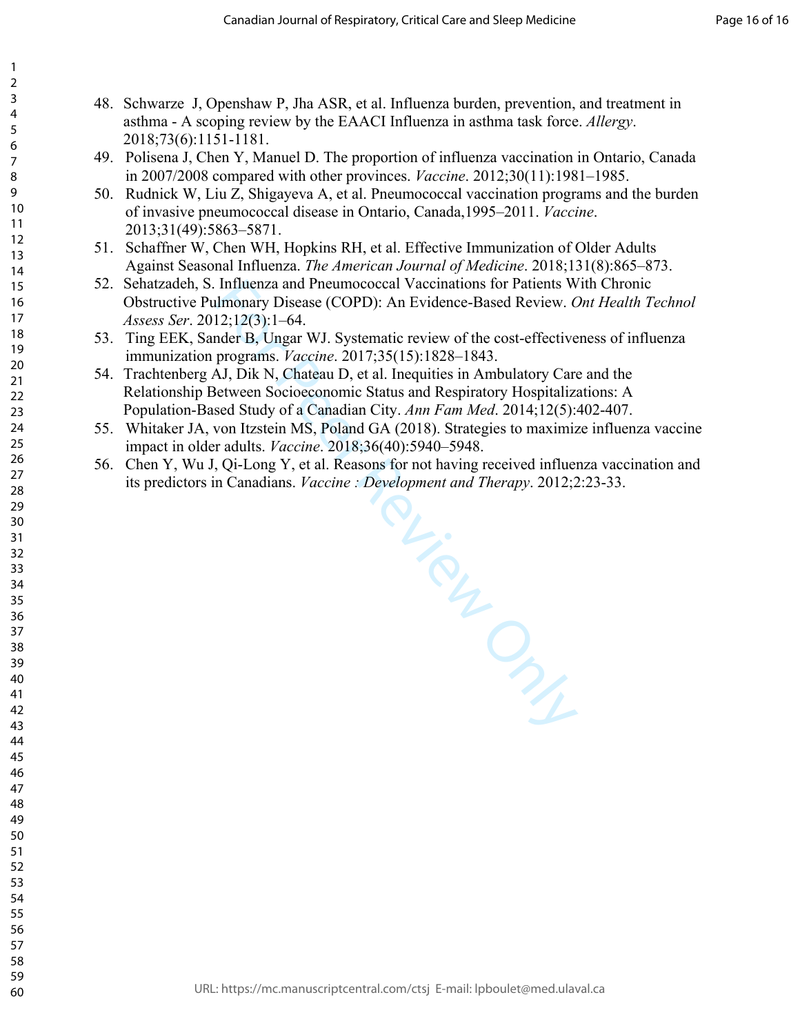48. Schwarze J, Openshaw P, Jha ASR, et al. Influenza burden, prevention, and treatment in asthma - A scoping review by the EAACI Influenza in asthma task force. *Allergy*. 2018;73(6):1151-1181.
49. Polisena J, Chen Y, Manuel D. The proportion of influenza vaccination in Ontario, Canada in 2007/2008 compared with other provinces. *Vaccine*. 2012;30(11):1981–1985.
50. Rudnick W, Liu Z, Shigayeva A, et al. Pneumococcal vaccination programs and the burden of invasive pneumococcal disease in Ontario, Canada,1995–2011. *Vaccine*. 2013;31(49):5863–5871.
51. Schaffner W, Chen WH, Hopkins RH, et al. Effective Immunization of Older Adults Against Seasonal Influenza. *The American Journal of Medicine*. 2018;131(8):865–873.
52. Sehatzadeh, S. Influenza and Pneumococcal Vaccinations for Patients With Chronic Obstructive Pulmonary Disease (COPD): An Evidence-Based Review. *Ont Health Technol Assess Ser*. 2012;12(3):1–64.
53. Ting EEK, Sander B, Ungar WJ. Systematic review of the cost-effectiveness of influenza immunization programs. *Vaccine*. 2017;35(15):1828–1843.
54. Trachtenberg AJ, Dik N, Chateau D, et al. Inequities in Ambulatory Care and the Relationship Between Socioeconomic Status and Respiratory Hospitalizations: A Population-Based Study of a Canadian City. *Ann Fam Med*. 2014;12(5):402-407.
55. Whitaker JA, von Itzstein MS, Poland GA (2018). Strategies to maximize influenza vaccine impact in older adults. *Vaccine*. 2018;36(40):5940–5948.
56. Chen Y, Wu J, Qi-Long Y, et al. Reasons for not having received influenza vaccination and its predictors in Canadians. *Vaccine : Development and Therapy*. 2012;2:23-33.